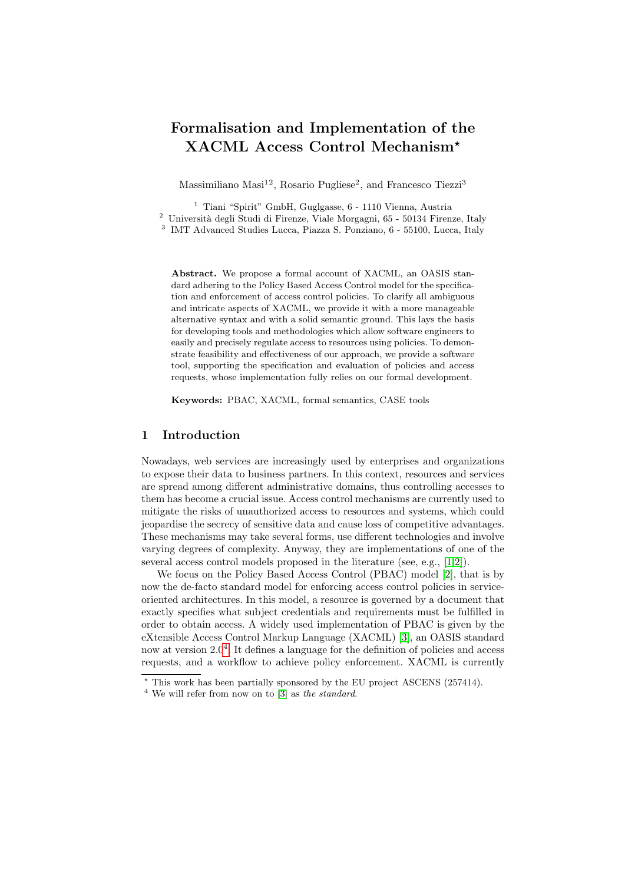# Formalisation and Implementation of the XACML Access Control Mechanism[⋆]

Massimiliano Masi[1,2], Rosario Pugliese[2], and Francesco Tiezzi[3]

[1] Tiani "Spirit" GmbH, Guglgasse, 6 - 1110 Vienna, Austria
[2] Università degli Studi di Firenze, Viale Morgagni, 65 - 50134 Firenze, Italy
[3] IMT Advanced Studies Lucca, Piazza S. Ponziano, 6 - 55100, Lucca, Italy

**Abstract.** We propose a formal account of XACML, an OASIS standard adhering to the Policy Based Access Control model for the specification and enforcement of access control policies. To clarify all ambiguous and intricate aspects of XACML, we provide it with a more manageable alternative syntax and with a solid semantic ground. This lays the basis for developing tools and methodologies which allow software engineers to easily and precisely regulate access to resources using policies. To demonstrate feasibility and effectiveness of our approach, we provide a software tool, supporting the specification and evaluation of policies and access requests, whose implementation fully relies on our formal development.

**Keywords:** PBAC, XACML, formal semantics, CASE tools

## 1 Introduction

Nowadays, web services are increasingly used by enterprises and organizations to expose their data to business partners. In this context, resources and services are spread among different administrative domains, thus controlling accesses to them has become a crucial issue. Access control mechanisms are currently used to mitigate the risks of unauthorized access to resources and systems, which could jeopardise the secrecy of sensitive data and cause loss of competitive advantages. These mechanisms may take several forms, use different technologies and involve varying degrees of complexity. Anyway, they are implementations of one of the several access control models proposed in the literature (see, e.g., [1,2]).

We focus on the Policy Based Access Control (PBAC) model [2], that is by now the de-facto standard model for enforcing access control policies in service-oriented architectures. In this model, a resource is governed by a document that exactly specifies what subject credentials and requirements must be fulfilled in order to obtain access. A widely used implementation of PBAC is given by the eXtensible Access Control Markup Language (XACML) [3], an OASIS standard now at version 2.0[4]. It defines a language for the definition of policies and access requests, and a workflow to achieve policy enforcement. XACML is currently

[⋆] This work has been partially sponsored by the EU project ASCENS (257414).

[4] We will refer from now on to [3] as *the standard*.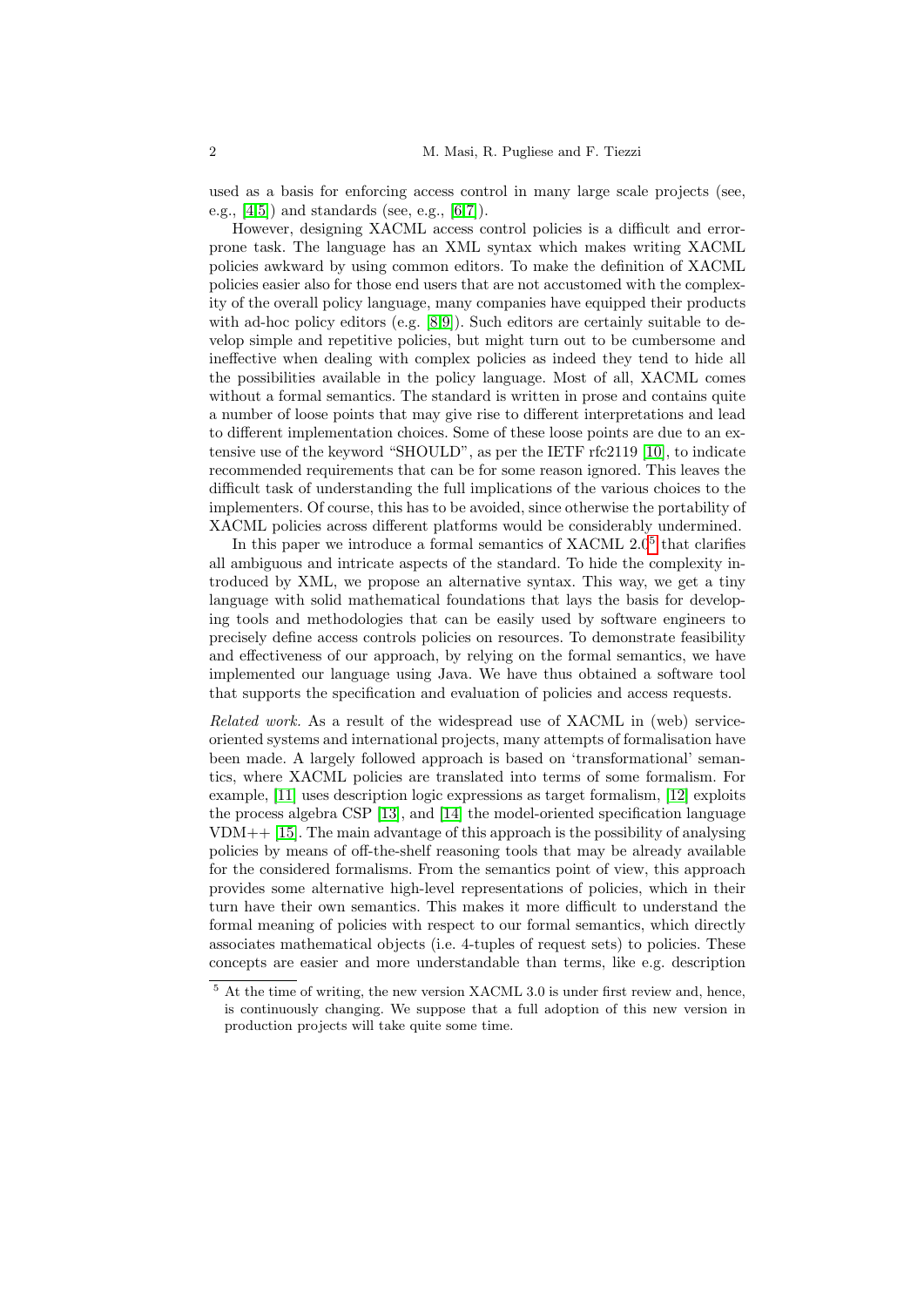used as a basis for enforcing access control in many large scale projects (see, e.g., [4,5]) and standards (see, e.g., [6,7]).

However, designing XACML access control policies is a difficult and error-prone task. The language has an XML syntax which makes writing XACML policies awkward by using common editors. To make the definition of XACML policies easier also for those end users that are not accustomed with the complexity of the overall policy language, many companies have equipped their products with ad-hoc policy editors (e.g. [8,9]). Such editors are certainly suitable to develop simple and repetitive policies, but might turn out to be cumbersome and ineffective when dealing with complex policies as indeed they tend to hide all the possibilities available in the policy language. Most of all, XACML comes without a formal semantics. The standard is written in prose and contains quite a number of loose points that may give rise to different interpretations and lead to different implementation choices. Some of these loose points are due to an extensive use of the keyword "SHOULD", as per the IETF rfc2119 [10], to indicate recommended requirements that can be for some reason ignored. This leaves the difficult task of understanding the full implications of the various choices to the implementers. Of course, this has to be avoided, since otherwise the portability of XACML policies across different platforms would be considerably undermined.

In this paper we introduce a formal semantics of XACML 2.0[5] that clarifies all ambiguous and intricate aspects of the standard. To hide the complexity introduced by XML, we propose an alternative syntax. This way, we get a tiny language with solid mathematical foundations that lays the basis for developing tools and methodologies that can be easily used by software engineers to precisely define access controls policies on resources. To demonstrate feasibility and effectiveness of our approach, by relying on the formal semantics, we have implemented our language using Java. We have thus obtained a software tool that supports the specification and evaluation of policies and access requests.

*Related work.* As a result of the widespread use of XACML in (web) service-oriented systems and international projects, many attempts of formalisation have been made. A largely followed approach is based on 'transformational' semantics, where XACML policies are translated into terms of some formalism. For example, [11] uses description logic expressions as target formalism, [12] exploits the process algebra CSP [13], and [14] the model-oriented specification language VDM++ [15]. The main advantage of this approach is the possibility of analysing policies by means of off-the-shelf reasoning tools that may be already available for the considered formalisms. From the semantics point of view, this approach provides some alternative high-level representations of policies, which in their turn have their own semantics. This makes it more difficult to understand the formal meaning of policies with respect to our formal semantics, which directly associates mathematical objects (i.e. 4-tuples of request sets) to policies. These concepts are easier and more understandable than terms, like e.g. description

[5] At the time of writing, the new version XACML 3.0 is under first review and, hence, is continuously changing. We suppose that a full adoption of this new version in production projects will take quite some time.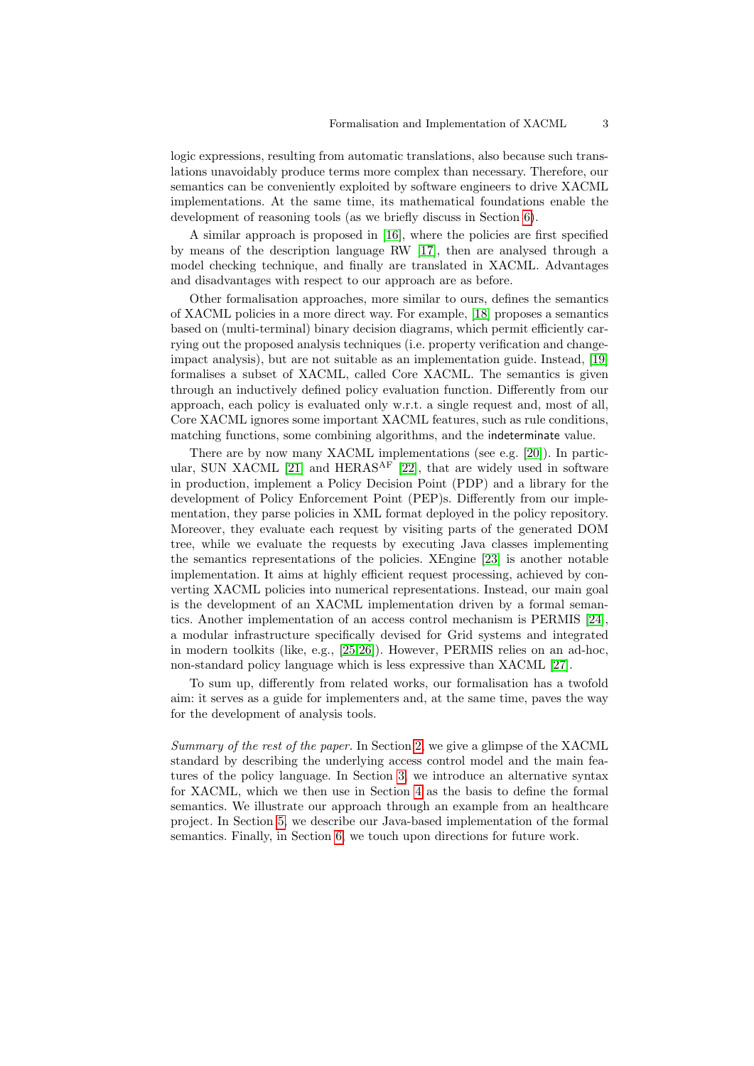logic expressions, resulting from automatic translations, also because such translations unavoidably produce terms more complex than necessary. Therefore, our semantics can be conveniently exploited by software engineers to drive XACML implementations. At the same time, its mathematical foundations enable the development of reasoning tools (as we briefly discuss in Section 6).

A similar approach is proposed in [16], where the policies are first specified by means of the description language RW [17], then are analysed through a model checking technique, and finally are translated in XACML. Advantages and disadvantages with respect to our approach are as before.

Other formalisation approaches, more similar to ours, defines the semantics of XACML policies in a more direct way. For example, [18] proposes a semantics based on (multi-terminal) binary decision diagrams, which permit efficiently carrying out the proposed analysis techniques (i.e. property verification and change-impact analysis), but are not suitable as an implementation guide. Instead, [19] formalises a subset of XACML, called Core XACML. The semantics is given through an inductively defined policy evaluation function. Differently from our approach, each policy is evaluated only w.r.t. a single request and, most of all, Core XACML ignores some important XACML features, such as rule conditions, matching functions, some combining algorithms, and the indeterminate value.

There are by now many XACML implementations (see e.g. [20]). In particular, SUN XACML [21] and HERAS$^{AF}$ [22], that are widely used in software in production, implement a Policy Decision Point (PDP) and a library for the development of Policy Enforcement Point (PEP)s. Differently from our implementation, they parse policies in XML format deployed in the policy repository. Moreover, they evaluate each request by visiting parts of the generated DOM tree, while we evaluate the requests by executing Java classes implementing the semantics representations of the policies. XEngine [23] is another notable implementation. It aims at highly efficient request processing, achieved by converting XACML policies into numerical representations. Instead, our main goal is the development of an XACML implementation driven by a formal semantics. Another implementation of an access control mechanism is PERMIS [24], a modular infrastructure specifically devised for Grid systems and integrated in modern toolkits (like, e.g., [25,26]). However, PERMIS relies on an ad-hoc, non-standard policy language which is less expressive than XACML [27].

To sum up, differently from related works, our formalisation has a twofold aim: it serves as a guide for implementers and, at the same time, paves the way for the development of analysis tools.

*Summary of the rest of the paper.* In Section 2, we give a glimpse of the XACML standard by describing the underlying access control model and the main features of the policy language. In Section 3, we introduce an alternative syntax for XACML, which we then use in Section 4 as the basis to define the formal semantics. We illustrate our approach through an example from an healthcare project. In Section 5, we describe our Java-based implementation of the formal semantics. Finally, in Section 6, we touch upon directions for future work.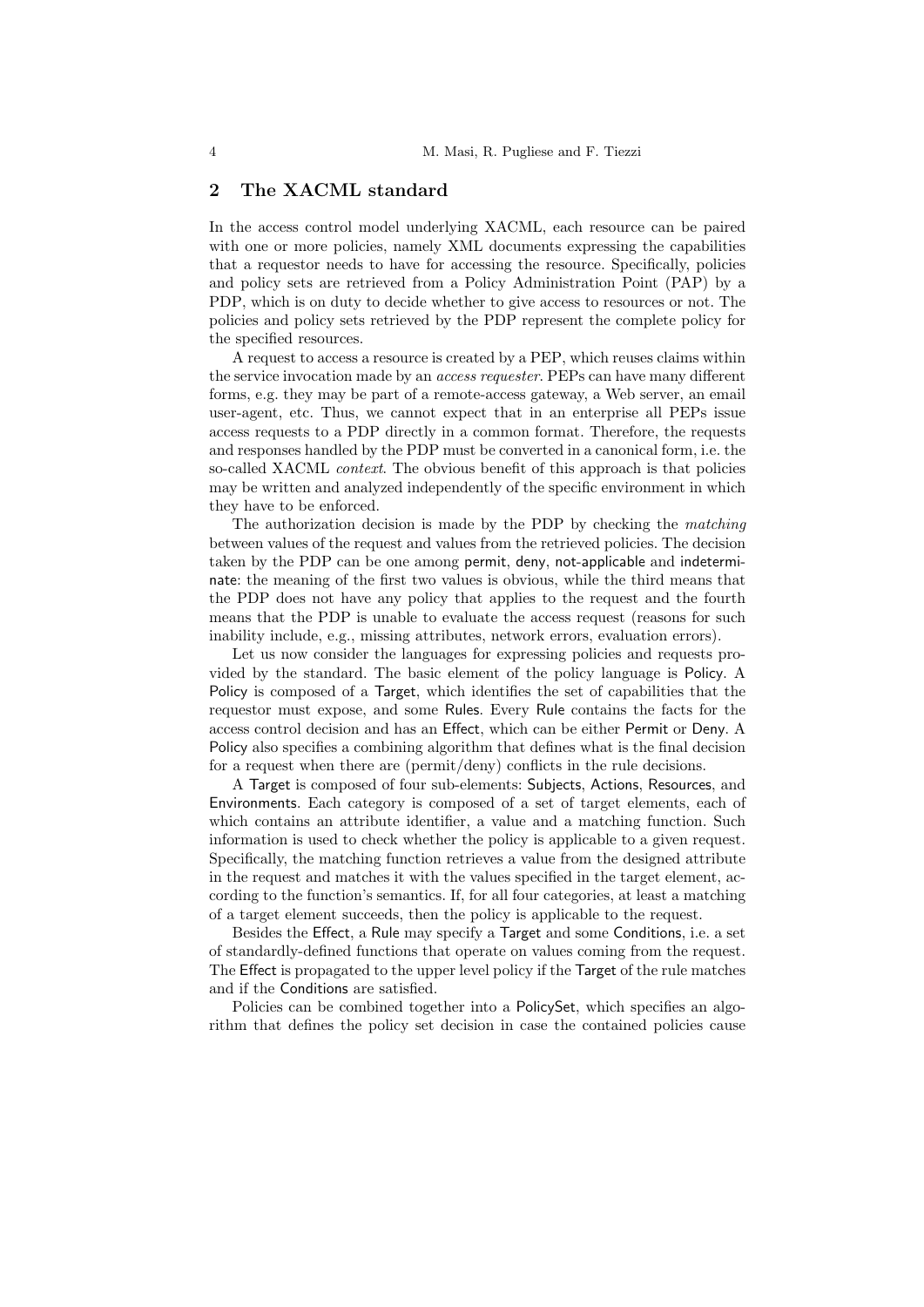## 2 The XACML standard

In the access control model underlying XACML, each resource can be paired with one or more policies, namely XML documents expressing the capabilities that a requestor needs to have for accessing the resource. Specifically, policies and policy sets are retrieved from a Policy Administration Point (PAP) by a PDP, which is on duty to decide whether to give access to resources or not. The policies and policy sets retrieved by the PDP represent the complete policy for the specified resources.

A request to access a resource is created by a PEP, which reuses claims within the service invocation made by an *access requester*. PEPs can have many different forms, e.g. they may be part of a remote-access gateway, a Web server, an email user-agent, etc. Thus, we cannot expect that in an enterprise all PEPs issue access requests to a PDP directly in a common format. Therefore, the requests and responses handled by the PDP must be converted in a canonical form, i.e. the so-called XACML *context*. The obvious benefit of this approach is that policies may be written and analyzed independently of the specific environment in which they have to be enforced.

The authorization decision is made by the PDP by checking the *matching* between values of the request and values from the retrieved policies. The decision taken by the PDP can be one among permit, deny, not-applicable and indeterminate: the meaning of the first two values is obvious, while the third means that the PDP does not have any policy that applies to the request and the fourth means that the PDP is unable to evaluate the access request (reasons for such inability include, e.g., missing attributes, network errors, evaluation errors).

Let us now consider the languages for expressing policies and requests provided by the standard. The basic element of the policy language is Policy. A Policy is composed of a Target, which identifies the set of capabilities that the requestor must expose, and some Rules. Every Rule contains the facts for the access control decision and has an Effect, which can be either Permit or Deny. A Policy also specifies a combining algorithm that defines what is the final decision for a request when there are (permit/deny) conflicts in the rule decisions.

A Target is composed of four sub-elements: Subjects, Actions, Resources, and Environments. Each category is composed of a set of target elements, each of which contains an attribute identifier, a value and a matching function. Such information is used to check whether the policy is applicable to a given request. Specifically, the matching function retrieves a value from the designed attribute in the request and matches it with the values specified in the target element, according to the function's semantics. If, for all four categories, at least a matching of a target element succeeds, then the policy is applicable to the request.

Besides the Effect, a Rule may specify a Target and some Conditions, i.e. a set of standardly-defined functions that operate on values coming from the request. The Effect is propagated to the upper level policy if the Target of the rule matches and if the Conditions are satisfied.

Policies can be combined together into a PolicySet, which specifies an algorithm that defines the policy set decision in case the contained policies cause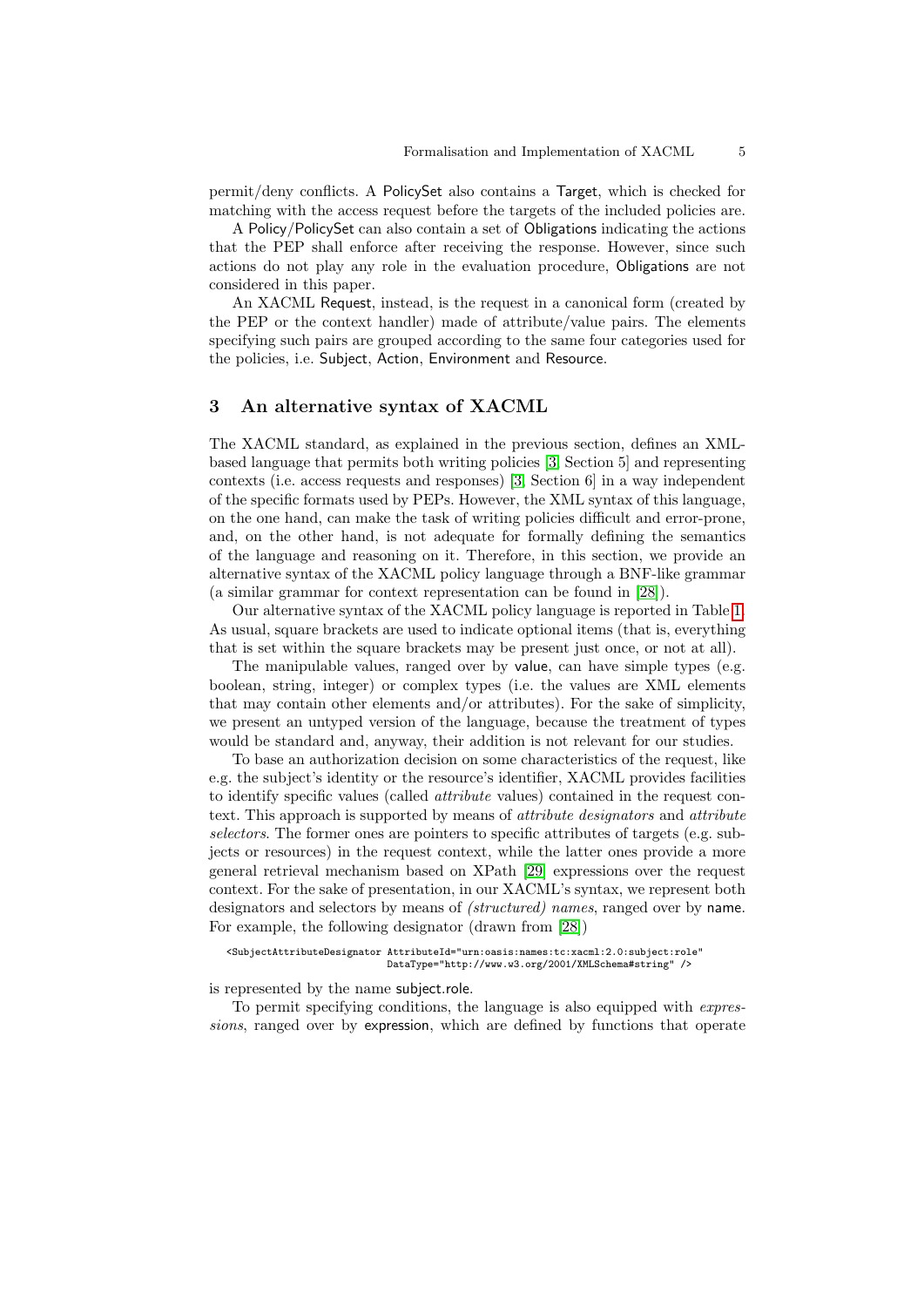permit/deny conflicts. A PolicySet also contains a Target, which is checked for matching with the access request before the targets of the included policies are.

A Policy/PolicySet can also contain a set of Obligations indicating the actions that the PEP shall enforce after receiving the response. However, since such actions do not play any role in the evaluation procedure, Obligations are not considered in this paper.

An XACML Request, instead, is the request in a canonical form (created by the PEP or the context handler) made of attribute/value pairs. The elements specifying such pairs are grouped according to the same four categories used for the policies, i.e. Subject, Action, Environment and Resource.

## 3 An alternative syntax of XACML

The XACML standard, as explained in the previous section, defines an XML-based language that permits both writing policies [3, Section 5] and representing contexts (i.e. access requests and responses) [3, Section 6] in a way independent of the specific formats used by PEPs. However, the XML syntax of this language, on the one hand, can make the task of writing policies difficult and error-prone, and, on the other hand, is not adequate for formally defining the semantics of the language and reasoning on it. Therefore, in this section, we provide an alternative syntax of the XACML policy language through a BNF-like grammar (a similar grammar for context representation can be found in [28]).

Our alternative syntax of the XACML policy language is reported in Table 1. As usual, square brackets are used to indicate optional items (that is, everything that is set within the square brackets may be present just once, or not at all).

The manipulable values, ranged over by value, can have simple types (e.g. boolean, string, integer) or complex types (i.e. the values are XML elements that may contain other elements and/or attributes). For the sake of simplicity, we present an untyped version of the language, because the treatment of types would be standard and, anyway, their addition is not relevant for our studies.

To base an authorization decision on some characteristics of the request, like e.g. the subject's identity or the resource's identifier, XACML provides facilities to identify specific values (called *attribute* values) contained in the request context. This approach is supported by means of *attribute designators* and *attribute selectors*. The former ones are pointers to specific attributes of targets (e.g. subjects or resources) in the request context, while the latter ones provide a more general retrieval mechanism based on XPath [29] expressions over the request context. For the sake of presentation, in our XACML's syntax, we represent both designators and selectors by means of *(structured) names*, ranged over by name. For example, the following designator (drawn from [28])

```
<SubjectAttributeDesignator AttributeId="urn:oasis:names:tc:xacml:2.0:subject:role"
                            DataType="http://www.w3.org/2001/XMLSchema#string" />
```

is represented by the name subject.role.

To permit specifying conditions, the language is also equipped with *expressions*, ranged over by expression, which are defined by functions that operate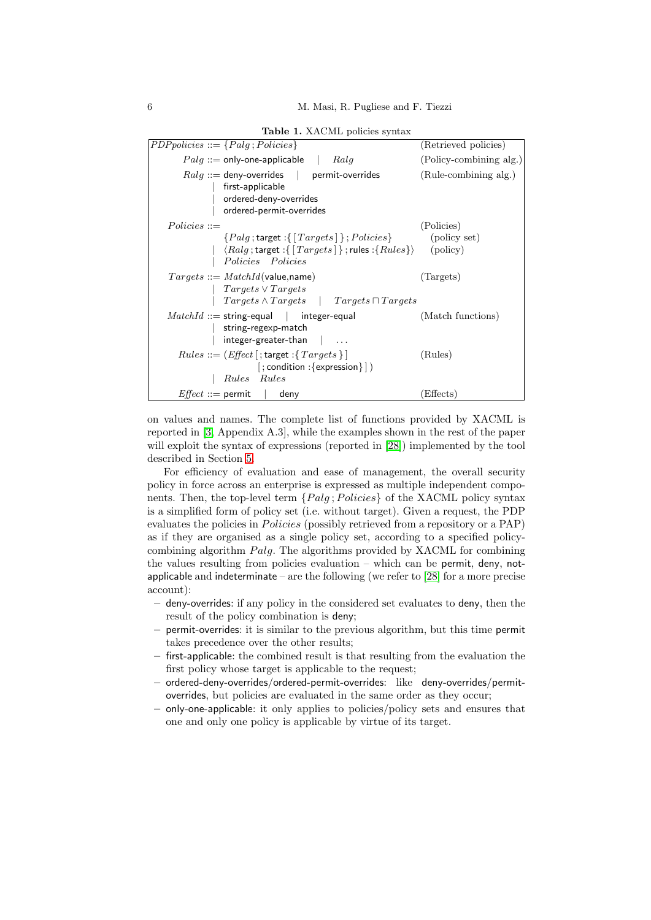**Table 1.** XACML policies syntax

| | | |
|---|---|---|
| $PDPpolicies$ ::= | $\{Palg\,;Policies\}$ | (Retrieved policies) |
| $Palg$ ::= | only-one-applicable \| $Ralg$ | (Policy-combining alg.) |
| $Ralg$ ::= | deny-overrides \| permit-overrides \| first-applicable \| ordered-deny-overrides \| ordered-permit-overrides | (Rule-combining alg.) |
| $Policies$ ::= | | (Policies) |
| | $\{Palg\,;$ target :{ [$Targets$] } ; $Policies\}$ | (policy set) |
| \| | $\langle Ralg\,;$ target :{ [$Targets$] } ; rules :{$Rules$}$\rangle$ | (policy) |
| \| | $Policies \;\; Policies$ | |
| $Targets$ ::= | $MatchId$(value,name) \| $Targets \vee Targets$ \| $Targets \wedge Targets$ \| $Targets \sqcap Targets$ | (Targets) |
| $MatchId$ ::= | string-equal \| integer-equal \| string-regexp-match \| integer-greater-than \| ... | (Match functions) |
| $Rules$ ::= | ($Effect$ [ ; target :{ $Targets$ } ] [ ; condition :{expression} ] ) \| $Rules \;\; Rules$ | (Rules) |
| $Effect$ ::= | permit \| deny | (Effects) |

on values and names. The complete list of functions provided by XACML is reported in [3, Appendix A.3], while the examples shown in the rest of the paper will exploit the syntax of expressions (reported in [28]) implemented by the tool described in Section 5.

For efficiency of evaluation and ease of management, the overall security policy in force across an enterprise is expressed as multiple independent components. Then, the top-level term $\{Palg\,;Policies\}$ of the XACML policy syntax is a simplified form of policy set (i.e. without target). Given a request, the PDP evaluates the policies in $Policies$ (possibly retrieved from a repository or a PAP) as if they are organised as a single policy set, according to a specified policy-combining algorithm $Palg$. The algorithms provided by XACML for combining the values resulting from policies evaluation – which can be permit, deny, not-applicable and indeterminate – are the following (we refer to [28] for a more precise account):

- deny-overrides: if any policy in the considered set evaluates to deny, then the result of the policy combination is deny;
- permit-overrides: it is similar to the previous algorithm, but this time permit takes precedence over the other results;
- first-applicable: the combined result is that resulting from the evaluation the first policy whose target is applicable to the request;
- ordered-deny-overrides/ordered-permit-overrides: like deny-overrides/permit-overrides, but policies are evaluated in the same order as they occur;
- only-one-applicable: it only applies to policies/policy sets and ensures that one and only one policy is applicable by virtue of its target.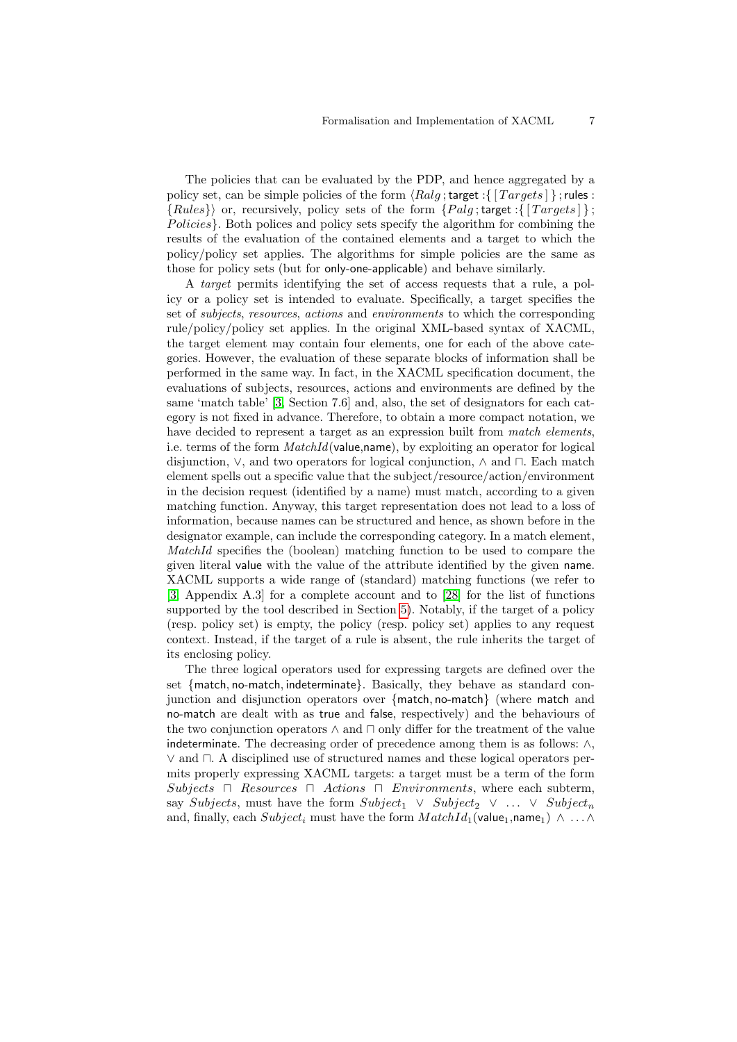The policies that can be evaluated by the PDP, and hence aggregated by a policy set, can be simple policies of the form $\langle Ralg\,;\mathsf{target}:\{\,[\,Targets\,]\,\}\,;\mathsf{rules}:\{Rules\}\rangle$ or, recursively, policy sets of the form $\{Palg\,;\mathsf{target}:\{\,[\,Targets\,]\,\}\,;Policies\}$. Both polices and policy sets specify the algorithm for combining the results of the evaluation of the contained elements and a target to which the policy/policy set applies. The algorithms for simple policies are the same as those for policy sets (but for only-one-applicable) and behave similarly.

A *target* permits identifying the set of access requests that a rule, a policy or a policy set is intended to evaluate. Specifically, a target specifies the set of *subjects*, *resources*, *actions* and *environments* to which the corresponding rule/policy/policy set applies. In the original XML-based syntax of XACML, the target element may contain four elements, one for each of the above categories. However, the evaluation of these separate blocks of information shall be performed in the same way. In fact, in the XACML specification document, the evaluations of subjects, resources, actions and environments are defined by the same 'match table' [3, Section 7.6] and, also, the set of designators for each category is not fixed in advance. Therefore, to obtain a more compact notation, we have decided to represent a target as an expression built from *match elements*, i.e. terms of the form $MatchId(\mathsf{value},\mathsf{name})$, by exploiting an operator for logical disjunction, $\vee$, and two operators for logical conjunction, $\wedge$ and $\sqcap$. Each match element spells out a specific value that the subject/resource/action/environment in the decision request (identified by a name) must match, according to a given matching function. Anyway, this target representation does not lead to a loss of information, because names can be structured and hence, as shown before in the designator example, can include the corresponding category. In a match element, *MatchId* specifies the (boolean) matching function to be used to compare the given literal value with the value of the attribute identified by the given name. XACML supports a wide range of (standard) matching functions (we refer to [3, Appendix A.3] for a complete account and to [28] for the list of functions supported by the tool described in Section 5). Notably, if the target of a policy (resp. policy set) is empty, the policy (resp. policy set) applies to any request context. Instead, if the target of a rule is absent, the rule inherits the target of its enclosing policy.

The three logical operators used for expressing targets are defined over the set {match, no-match, indeterminate}. Basically, they behave as standard conjunction and disjunction operators over {match, no-match} (where match and no-match are dealt with as true and false, respectively) and the behaviours of the two conjunction operators $\wedge$ and $\sqcap$ only differ for the treatment of the value indeterminate. The decreasing order of precedence among them is as follows: $\wedge$, $\vee$ and $\sqcap$. A disciplined use of structured names and these logical operators permits properly expressing XACML targets: a target must be a term of the form $Subjects \;\sqcap\; Resources \;\sqcap\; Actions \;\sqcap\; Environments$, where each subterm, say $Subjects$, must have the form $Subject_1 \;\vee\; Subject_2 \;\vee\; \ldots \;\vee\; Subject_n$ and, finally, each $Subject_i$ must have the form $MatchId_1(\mathsf{value}_1,\mathsf{name}_1) \;\wedge\; \ldots \wedge$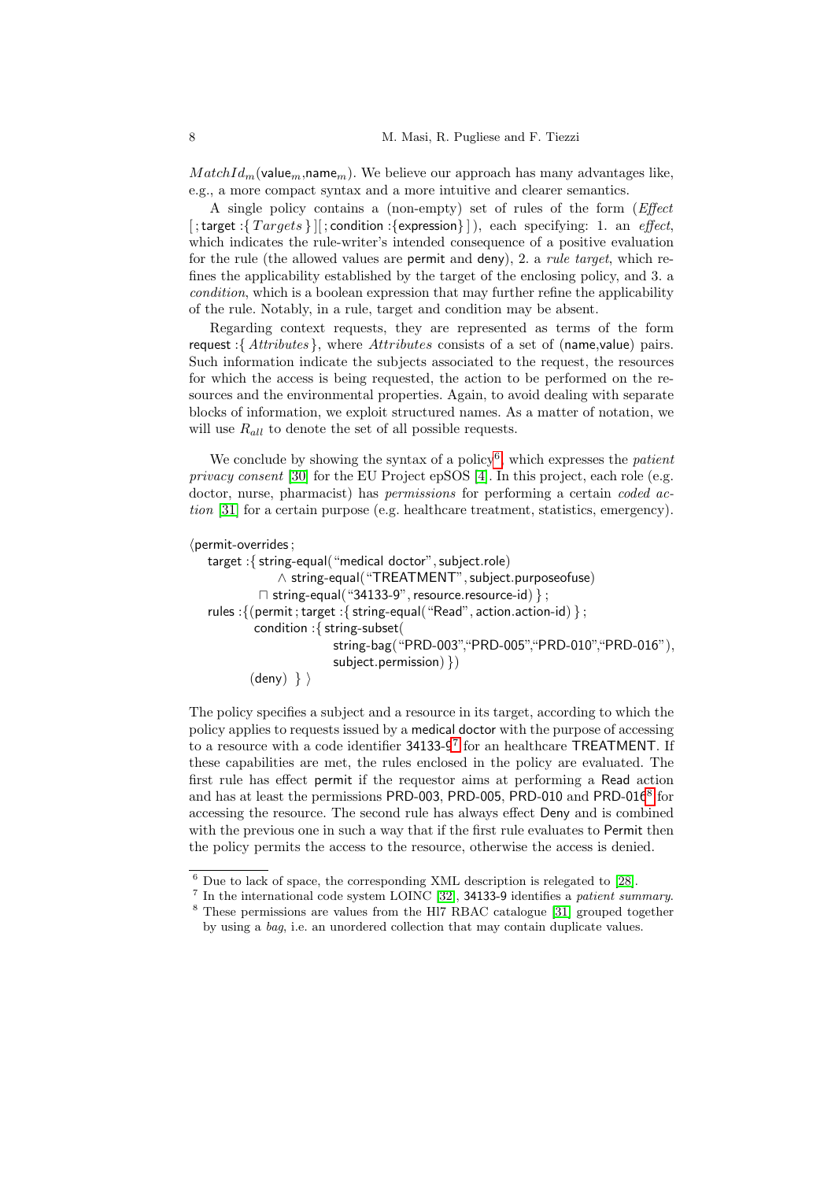$MatchId_m(\mathsf{value}_m,\mathsf{name}_m)$. We believe our approach has many advantages like, e.g., a more compact syntax and a more intuitive and clearer semantics.

A single policy contains a (non-empty) set of rules of the form (*Effect* [ ; target :{ *Targets* }][ ; condition :{expression} ] ), each specifying: 1. an *effect*, which indicates the rule-writer's intended consequence of a positive evaluation for the rule (the allowed values are permit and deny), 2. a *rule target*, which refines the applicability established by the target of the enclosing policy, and 3. a *condition*, which is a boolean expression that may further refine the applicability of the rule. Notably, in a rule, target and condition may be absent.

Regarding context requests, they are represented as terms of the form request :{ *Attributes* }, where *Attributes* consists of a set of (name,value) pairs. Such information indicate the subjects associated to the request, the resources for which the access is being requested, the action to be performed on the resources and the environmental properties. Again, to avoid dealing with separate blocks of information, we exploit structured names. As a matter of notation, we will use $R_{all}$ to denote the set of all possible requests.

We conclude by showing the syntax of a policy[6], which expresses the *patient privacy consent* [30] for the EU Project epSOS [4]. In this project, each role (e.g. doctor, nurse, pharmacist) has *permissions* for performing a certain *coded action* [31] for a certain purpose (e.g. healthcare treatment, statistics, emergency).

```
⟨permit-overrides ;
   target :{ string-equal("medical doctor", subject.role)
                 ∧ string-equal("TREATMENT", subject.purposeofuse)
              ⊓ string-equal("34133-9", resource.resource-id) } ;
   rules :{(permit ; target :{ string-equal("Read", action.action-id) } ;
            condition :{ string-subset(
                           string-bag("PRD-003","PRD-005","PRD-010","PRD-016"),
                           subject.permission) })
           (deny)  } ⟩
```

The policy specifies a subject and a resource in its target, according to which the policy applies to requests issued by a medical doctor with the purpose of accessing to a resource with a code identifier 34133-9[7] for an healthcare TREATMENT. If these capabilities are met, the rules enclosed in the policy are evaluated. The first rule has effect permit if the requestor aims at performing a Read action and has at least the permissions PRD-003, PRD-005, PRD-010 and PRD-016[8] for accessing the resource. The second rule has always effect Deny and is combined with the previous one in such a way that if the first rule evaluates to Permit then the policy permits the access to the resource, otherwise the access is denied.

---

[6] Due to lack of space, the corresponding XML description is relegated to [28].

[7] In the international code system LOINC [32], 34133-9 identifies a *patient summary*.

[8] These permissions are values from the Hl7 RBAC catalogue [31] grouped together by using a *bag*, i.e. an unordered collection that may contain duplicate values.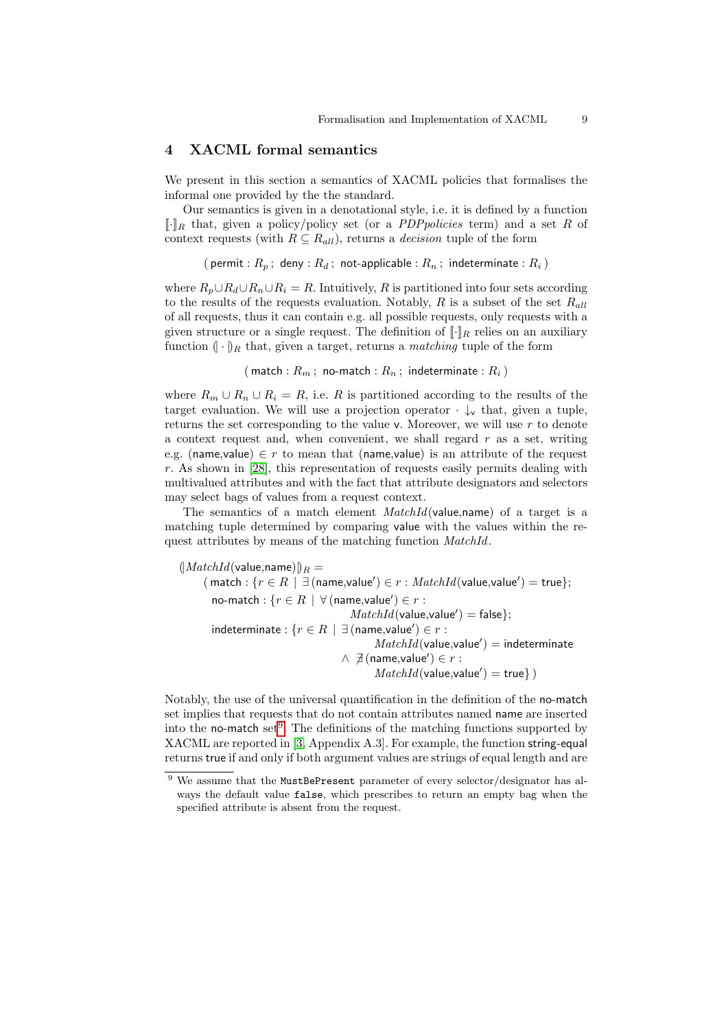## 4 XACML formal semantics

We present in this section a semantics of XACML policies that formalises the informal one provided by the the standard.

Our semantics is given in a denotational style, i.e. it is defined by a function $[\![\cdot]\!]_R$ that, given a policy/policy set (or a *PDPpolicies* term) and a set $R$ of context requests (with $R \subseteq R_{all}$), returns a *decision* tuple of the form

$$( \,\mathsf{permit} : R_p \,;\; \mathsf{deny} : R_d \,;\; \mathsf{not\text{-}applicable} : R_n \,;\; \mathsf{indeterminate} : R_i \,)$$

where $R_p \cup R_d \cup R_n \cup R_i = R$. Intuitively, $R$ is partitioned into four sets according to the results of the requests evaluation. Notably, $R$ is a subset of the set $R_{all}$ of all requests, thus it can contain e.g. all possible requests, only requests with a given structure or a single request. The definition of $[\![\cdot]\!]_R$ relies on an auxiliary function $(\!| \cdot |\!)_R$ that, given a target, returns a *matching* tuple of the form

$$( \,\mathsf{match} : R_m \,;\; \mathsf{no\text{-}match} : R_n \,;\; \mathsf{indeterminate} : R_i \,)$$

where $R_m \cup R_n \cup R_i = R$, i.e. $R$ is partitioned according to the results of the target evaluation. We will use a projection operator $\cdot \downarrow_{\mathsf{v}}$ that, given a tuple, returns the set corresponding to the value $\mathsf{v}$. Moreover, we will use $r$ to denote a context request and, when convenient, we shall regard $r$ as a set, writing e.g. $(\mathsf{name},\mathsf{value}) \in r$ to mean that $(\mathsf{name},\mathsf{value})$ is an attribute of the request $r$. As shown in [28], this representation of requests easily permits dealing with multivalued attributes and with the fact that attribute designators and selectors may select bags of values from a request context.

The semantics of a match element $MatchId(\mathsf{value},\mathsf{name})$ of a target is a matching tuple determined by comparing $\mathsf{value}$ with the values within the request attributes by means of the matching function $MatchId$.

$$
\begin{aligned}
&(\!| MatchId(\mathsf{value},\mathsf{name}) |\!)_R = \\
&\quad ( \,\mathsf{match} : \{ r \in R \mid \exists\, (\mathsf{name},\mathsf{value}') \in r : MatchId(\mathsf{value},\mathsf{value}') = \mathsf{true} \}; \\
&\quad\;\; \mathsf{no\text{-}match} : \{ r \in R \mid \forall\, (\mathsf{name},\mathsf{value}') \in r : \\
&\qquad\qquad\qquad\qquad\qquad MatchId(\mathsf{value},\mathsf{value}') = \mathsf{false} \}; \\
&\quad\;\; \mathsf{indeterminate} : \{ r \in R \mid \exists\, (\mathsf{name},\mathsf{value}') \in r : \\
&\qquad\qquad\qquad\qquad\qquad\qquad MatchId(\mathsf{value},\mathsf{value}') = \mathsf{indeterminate} \\
&\qquad\qquad\qquad\qquad\qquad \wedge\; \nexists\, (\mathsf{name},\mathsf{value}') \in r : \\
&\qquad\qquad\qquad\qquad\qquad\qquad MatchId(\mathsf{value},\mathsf{value}') = \mathsf{true} \} \,)
\end{aligned}
$$

Notably, the use of the universal quantification in the definition of the no-match set implies that requests that do not contain attributes named name are inserted into the no-match set[9]. The definitions of the matching functions supported by XACML are reported in [3, Appendix A.3]. For example, the function string-equal returns true if and only if both argument values are strings of equal length and are

[9] We assume that the `MustBePresent` parameter of every selector/designator has always the default value `false`, which prescribes to return an empty bag when the specified attribute is absent from the request.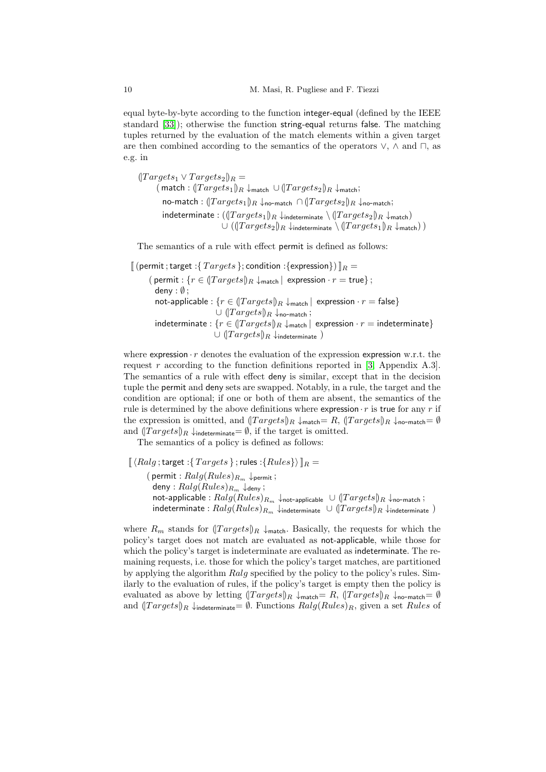equal byte-by-byte according to the function integer-equal (defined by the IEEE standard [33]); otherwise the function string-equal returns false. The matching tuples returned by the evaluation of the match elements within a given target are then combined according to the semantics of the operators $\vee$, $\wedge$ and $\sqcap$, as e.g. in

$$
\begin{aligned}
&(\!| Targets_1 \vee Targets_2 |\!)_R = \\
&\quad (\,\mathsf{match} : (\!| Targets_1 |\!)_R \downarrow_{\mathsf{match}} \cup (\!| Targets_2 |\!)_R \downarrow_{\mathsf{match}}; \\
&\quad\;\; \mathsf{no\text{-}match} : (\!| Targets_1 |\!)_R \downarrow_{\mathsf{no\text{-}match}} \cap (\!| Targets_2 |\!)_R \downarrow_{\mathsf{no\text{-}match}}; \\
&\quad\;\; \mathsf{indeterminate} : ((\!| Targets_1 |\!)_R \downarrow_{\mathsf{indeterminate}} \setminus (\!| Targets_2 |\!)_R \downarrow_{\mathsf{match}}) \\
&\quad\;\; \qquad\qquad\quad\;\; \cup ((\!| Targets_2 |\!)_R \downarrow_{\mathsf{indeterminate}} \setminus (\!| Targets_1 |\!)_R \downarrow_{\mathsf{match}})\,)
\end{aligned}
$$

The semantics of a rule with effect permit is defined as follows:

$$
\begin{aligned}
&[\![\, (\mathsf{permit}\,; \mathsf{target} : \{\, Targets \,\}; \mathsf{condition} : \{\mathsf{expression}\}) \,]\!]_R = \\
&\quad (\,\mathsf{permit} : \{ r \in (\!| Targets |\!)_R \downarrow_{\mathsf{match}} \mid \; \mathsf{expression} \cdot r = \mathsf{true} \}\,; \\
&\quad\;\; \mathsf{deny} : \emptyset\,; \\
&\quad\;\; \mathsf{not\text{-}applicable} : \{ r \in (\!| Targets |\!)_R \downarrow_{\mathsf{match}} \mid \; \mathsf{expression} \cdot r = \mathsf{false} \} \\
&\quad\;\; \qquad\qquad\qquad\quad \cup (\!| Targets |\!)_R \downarrow_{\mathsf{no\text{-}match}}\,; \\
&\quad\;\; \mathsf{indeterminate} : \{ r \in (\!| Targets |\!)_R \downarrow_{\mathsf{match}} \mid \; \mathsf{expression} \cdot r = \mathsf{indeterminate} \} \\
&\quad\;\; \qquad\qquad\qquad \cup (\!| Targets |\!)_R \downarrow_{\mathsf{indeterminate}}\,)
\end{aligned}
$$

where $\mathsf{expression} \cdot r$ denotes the evaluation of the expression expression w.r.t. the request $r$ according to the function definitions reported in [3, Appendix A.3]. The semantics of a rule with effect deny is similar, except that in the decision tuple the permit and deny sets are swapped. Notably, in a rule, the target and the condition are optional; if one or both of them are absent, the semantics of the rule is determined by the above definitions where $\mathsf{expression} \cdot r$ is true for any $r$ if the expression is omitted, and $(\!| Targets |\!)_R \downarrow_{\mathsf{match}} = R$, $(\!| Targets |\!)_R \downarrow_{\mathsf{no\text{-}match}} = \emptyset$ and $(\!| Targets |\!)_R \downarrow_{\mathsf{indeterminate}} = \emptyset$, if the target is omitted.

The semantics of a policy is defined as follows:

$$
\begin{aligned}
&[\![\, \langle Ralg\,; \mathsf{target} : \{\, Targets \,\}\,; \mathsf{rules} : \{Rules\} \rangle \,]\!]_R = \\
&\quad (\,\mathsf{permit} : Ralg(Rules)_{R_m} \downarrow_{\mathsf{permit}}\,; \\
&\quad\;\; \mathsf{deny} : Ralg(Rules)_{R_m} \downarrow_{\mathsf{deny}}\,; \\
&\quad\;\; \mathsf{not\text{-}applicable} : Ralg(Rules)_{R_m} \downarrow_{\mathsf{not\text{-}applicable}} \cup (\!| Targets |\!)_R \downarrow_{\mathsf{no\text{-}match}}\,; \\
&\quad\;\; \mathsf{indeterminate} : Ralg(Rules)_{R_m} \downarrow_{\mathsf{indeterminate}} \cup (\!| Targets |\!)_R \downarrow_{\mathsf{indeterminate}}\,)
\end{aligned}
$$

where $R_m$ stands for $(\!| Targets |\!)_R \downarrow_{\mathsf{match}}$. Basically, the requests for which the policy's target does not match are evaluated as not-applicable, while those for which the policy's target is indeterminate are evaluated as indeterminate. The remaining requests, i.e. those for which the policy's target matches, are partitioned by applying the algorithm $Ralg$ specified by the policy to the policy's rules. Similarly to the evaluation of rules, if the policy's target is empty then the policy is evaluated as above by letting $(\!| Targets |\!)_R \downarrow_{\mathsf{match}} = R$, $(\!| Targets |\!)_R \downarrow_{\mathsf{no\text{-}match}} = \emptyset$ and $(\!| Targets |\!)_R \downarrow_{\mathsf{indeterminate}} = \emptyset$. Functions $Ralg(Rules)_R$, given a set $Rules$ of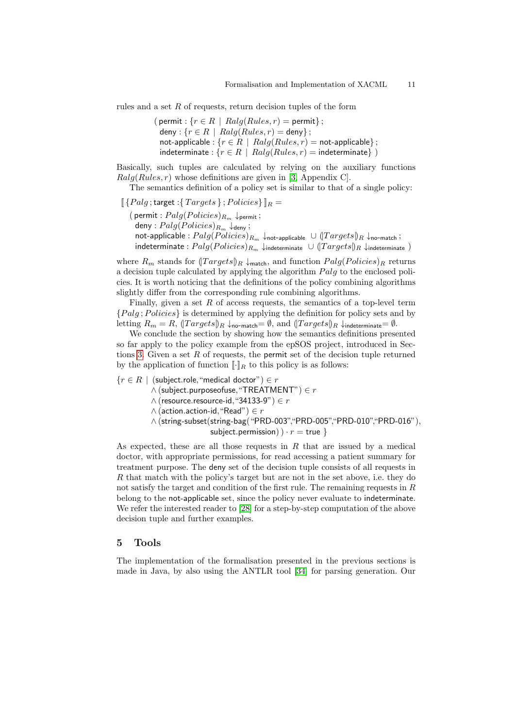rules and a set $R$ of requests, return decision tuples of the form

$$
\begin{aligned}
(\,&\mathsf{permit} : \{r \in R \mid Ralg(Rules, r) = \mathsf{permit}\}\,;\\
&\mathsf{deny} : \{r \in R \mid Ralg(Rules, r) = \mathsf{deny}\}\,;\\
&\mathsf{not\text{-}applicable} : \{r \in R \mid Ralg(Rules, r) = \mathsf{not\text{-}applicable}\}\,;\\
&\mathsf{indeterminate} : \{r \in R \mid Ralg(Rules, r) = \mathsf{indeterminate}\}\,)
\end{aligned}
$$

Basically, such tuples are calculated by relying on the auxiliary functions $Ralg(Rules, r)$ whose definitions are given in [3, Appendix C].

The semantics definition of a policy set is similar to that of a single policy:

$$
\begin{aligned}
&[\![\{Palg\,;\mathsf{target} : \{\,Targets\,\}\,;Policies\}]\!]_R =\\
&\quad(\,\mathsf{permit} : Palg(Policies)_{R_m} \downarrow_{\mathsf{permit}}\,;\\
&\quad\ \ \mathsf{deny} : Palg(Policies)_{R_m} \downarrow_{\mathsf{deny}}\,;\\
&\quad\ \ \mathsf{not\text{-}applicable} : Palg(Policies)_{R_m} \downarrow_{\mathsf{not\text{-}applicable}} \cup (\!|Targets|\!)_R \downarrow_{\mathsf{no\text{-}match}}\,;\\
&\quad\ \ \mathsf{indeterminate} : Palg(Policies)_{R_m} \downarrow_{\mathsf{indeterminate}} \cup (\!|Targets|\!)_R \downarrow_{\mathsf{indeterminate}}\,)
\end{aligned}
$$

where $R_m$ stands for $(\!|Targets|\!)_R \downarrow_{\mathsf{match}}$, and function $Palg(Policies)_R$ returns a decision tuple calculated by applying the algorithm $Palg$ to the enclosed policies. It is worth noticing that the definitions of the policy combining algorithms slightly differ from the corresponding rule combining algorithms.

Finally, given a set $R$ of access requests, the semantics of a top-level term $\{Palg\,;Policies\}$ is determined by applying the definition for policy sets and by letting $R_m = R$, $(\!|Targets|\!)_R \downarrow_{\mathsf{no\text{-}match}} = \emptyset$, and $(\!|Targets|\!)_R \downarrow_{\mathsf{indeterminate}} = \emptyset$.

We conclude the section by showing how the semantics definitions presented so far apply to the policy example from the epSOS project, introduced in Sections 3. Given a set $R$ of requests, the permit set of the decision tuple returned by the application of function $[\![\cdot]\!]_R$ to this policy is as follows:

$$
\begin{aligned}
\{r \in R \mid\ &(\mathsf{subject.role}, \text{“}\mathsf{medical\ doctor}\text{”}) \in r\\
&\wedge (\mathsf{subject.purposeofuse}, \text{“}\mathsf{TREATMENT}\text{”}) \in r\\
&\wedge (\mathsf{resource.resource\text{-}id}, \text{“}\mathsf{34133\text{-}9}\text{”}) \in r\\
&\wedge (\mathsf{action.action\text{-}id}, \text{“}\mathsf{Read}\text{”}) \in r\\
&\wedge (\mathsf{string\text{-}subset}(\mathsf{string\text{-}bag}(\text{“}\mathsf{PRD\text{-}003}\text{”},\text{“}\mathsf{PRD\text{-}005}\text{”},\text{“}\mathsf{PRD\text{-}010}\text{”},\text{“}\mathsf{PRD\text{-}016}\text{”}),\\
&\qquad\qquad \mathsf{subject.permission})\,) \cdot r = \mathsf{true}\ \}
\end{aligned}
$$

As expected, these are all those requests in $R$ that are issued by a medical doctor, with appropriate permissions, for read accessing a patient summary for treatment purpose. The deny set of the decision tuple consists of all requests in $R$ that match with the policy's target but are not in the set above, i.e. they do not satisfy the target and condition of the first rule. The remaining requests in $R$ belong to the not-applicable set, since the policy never evaluate to indeterminate. We refer the interested reader to [28] for a step-by-step computation of the above decision tuple and further examples.

## 5 Tools

The implementation of the formalisation presented in the previous sections is made in Java, by also using the ANTLR tool [34] for parsing generation. Our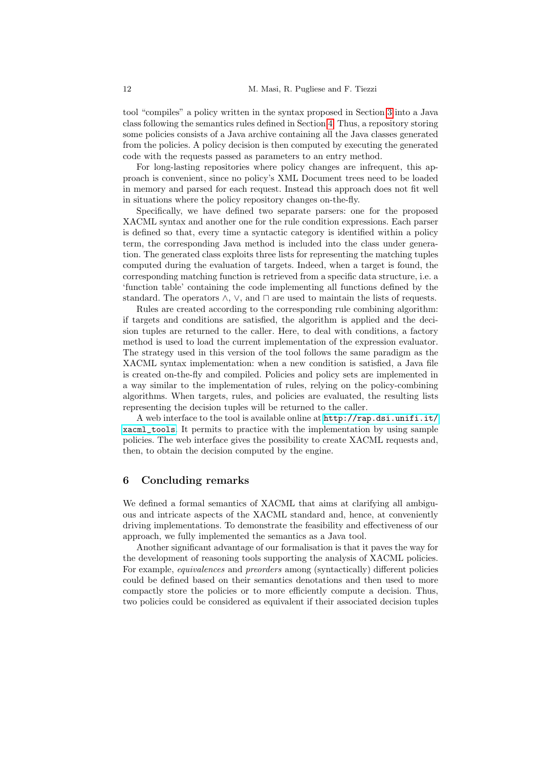tool "compiles" a policy written in the syntax proposed in Section 3 into a Java class following the semantics rules defined in Section 4. Thus, a repository storing some policies consists of a Java archive containing all the Java classes generated from the policies. A policy decision is then computed by executing the generated code with the requests passed as parameters to an entry method.

For long-lasting repositories where policy changes are infrequent, this approach is convenient, since no policy's XML Document trees need to be loaded in memory and parsed for each request. Instead this approach does not fit well in situations where the policy repository changes on-the-fly.

Specifically, we have defined two separate parsers: one for the proposed XACML syntax and another one for the rule condition expressions. Each parser is defined so that, every time a syntactic category is identified within a policy term, the corresponding Java method is included into the class under generation. The generated class exploits three lists for representing the matching tuples computed during the evaluation of targets. Indeed, when a target is found, the corresponding matching function is retrieved from a specific data structure, i.e. a 'function table' containing the code implementing all functions defined by the standard. The operators $\wedge$, $\vee$, and $\sqcap$ are used to maintain the lists of requests.

Rules are created according to the corresponding rule combining algorithm: if targets and conditions are satisfied, the algorithm is applied and the decision tuples are returned to the caller. Here, to deal with conditions, a factory method is used to load the current implementation of the expression evaluator. The strategy used in this version of the tool follows the same paradigm as the XACML syntax implementation: when a new condition is satisfied, a Java file is created on-the-fly and compiled. Policies and policy sets are implemented in a way similar to the implementation of rules, relying on the policy-combining algorithms. When targets, rules, and policies are evaluated, the resulting lists representing the decision tuples will be returned to the caller.

A web interface to the tool is available online at `http://rap.dsi.unifi.it/xacml_tools`. It permits to practice with the implementation by using sample policies. The web interface gives the possibility to create XACML requests and, then, to obtain the decision computed by the engine.

## 6 Concluding remarks

We defined a formal semantics of XACML that aims at clarifying all ambiguous and intricate aspects of the XACML standard and, hence, at conveniently driving implementations. To demonstrate the feasibility and effectiveness of our approach, we fully implemented the semantics as a Java tool.

Another significant advantage of our formalisation is that it paves the way for the development of reasoning tools supporting the analysis of XACML policies. For example, *equivalences* and *preorders* among (syntactically) different policies could be defined based on their semantics denotations and then used to more compactly store the policies or to more efficiently compute a decision. Thus, two policies could be considered as equivalent if their associated decision tuples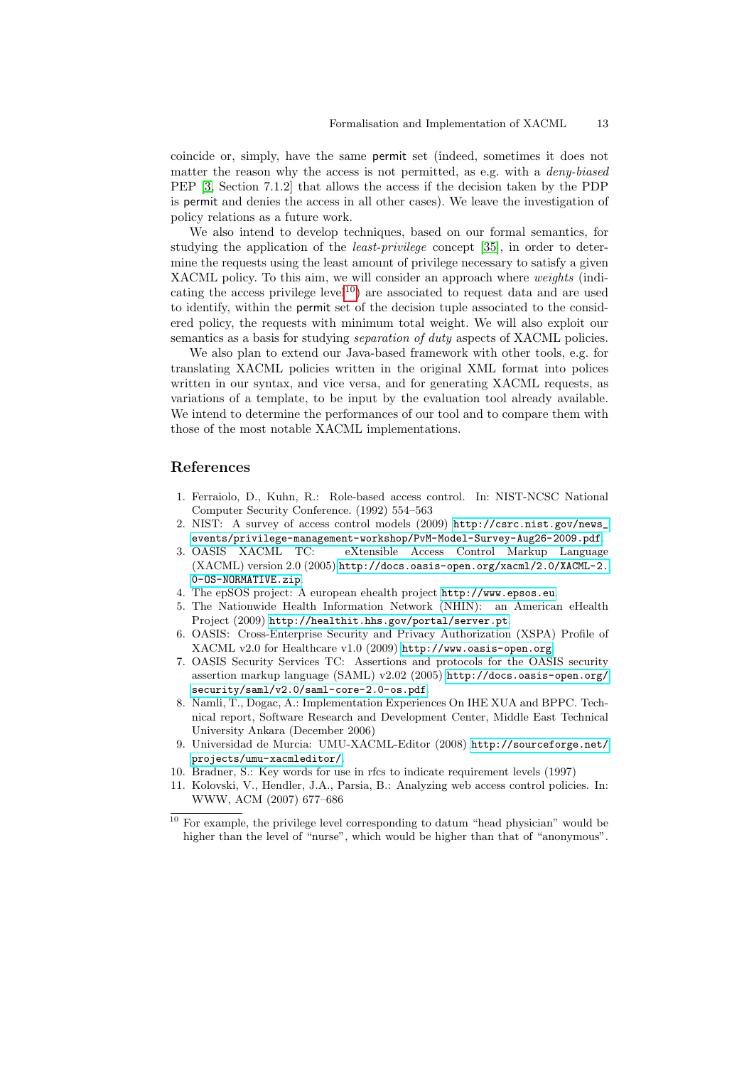coincide or, simply, have the same permit set (indeed, sometimes it does not matter the reason why the access is not permitted, as e.g. with a *deny-biased* PEP [3, Section 7.1.2] that allows the access if the decision taken by the PDP is permit and denies the access in all other cases). We leave the investigation of policy relations as a future work.

We also intend to develop techniques, based on our formal semantics, for studying the application of the *least-privilege* concept [35], in order to determine the requests using the least amount of privilege necessary to satisfy a given XACML policy. To this aim, we will consider an approach where *weights* (indicating the access privilege level[10]) are associated to request data and are used to identify, within the permit set of the decision tuple associated to the considered policy, the requests with minimum total weight. We will also exploit our semantics as a basis for studying *separation of duty* aspects of XACML policies.

We also plan to extend our Java-based framework with other tools, e.g. for translating XACML policies written in the original XML format into polices written in our syntax, and vice versa, and for generating XACML requests, as variations of a template, to be input by the evaluation tool already available. We intend to determine the performances of our tool and to compare them with those of the most notable XACML implementations.

## References

1. Ferraiolo, D., Kuhn, R.: Role-based access control. In: NIST-NCSC National Computer Security Conference. (1992) 554–563
2. NIST: A survey of access control models (2009) `http://csrc.nist.gov/news_events/privilege-management-workshop/PvM-Model-Survey-Aug26-2009.pdf`.
3. OASIS XACML TC: eXtensible Access Control Markup Language (XACML) version 2.0 (2005) `http://docs.oasis-open.org/xacml/2.0/XACML-2.0-OS-NORMATIVE.zip`.
4. The epSOS project: A european ehealth project `http://www.epsos.eu`.
5. The Nationwide Health Information Network (NHIN): an American eHealth Project (2009) `http://healthit.hhs.gov/portal/server.pt`.
6. OASIS: Cross-Enterprise Security and Privacy Authorization (XSPA) Profile of XACML v2.0 for Healthcare v1.0 (2009) `http://www.oasis-open.org`.
7. OASIS Security Services TC: Assertions and protocols for the OASIS security assertion markup language (SAML) v2.02 (2005) `http://docs.oasis-open.org/security/saml/v2.0/saml-core-2.0-os.pdf`.
8. Namli, T., Dogac, A.: Implementation Experiences On IHE XUA and BPPC. Technical report, Software Research and Development Center, Middle East Technical University Ankara (December 2006)
9. Universidad de Murcia: UMU-XACML-Editor (2008) `http://sourceforge.net/projects/umu-xacmleditor/`.
10. Bradner, S.: Key words for use in rfcs to indicate requirement levels (1997)
11. Kolovski, V., Hendler, J.A., Parsia, B.: Analyzing web access control policies. In: WWW, ACM (2007) 677–686

[10] For example, the privilege level corresponding to datum "head physician" would be higher than the level of "nurse", which would be higher than that of "anonymous".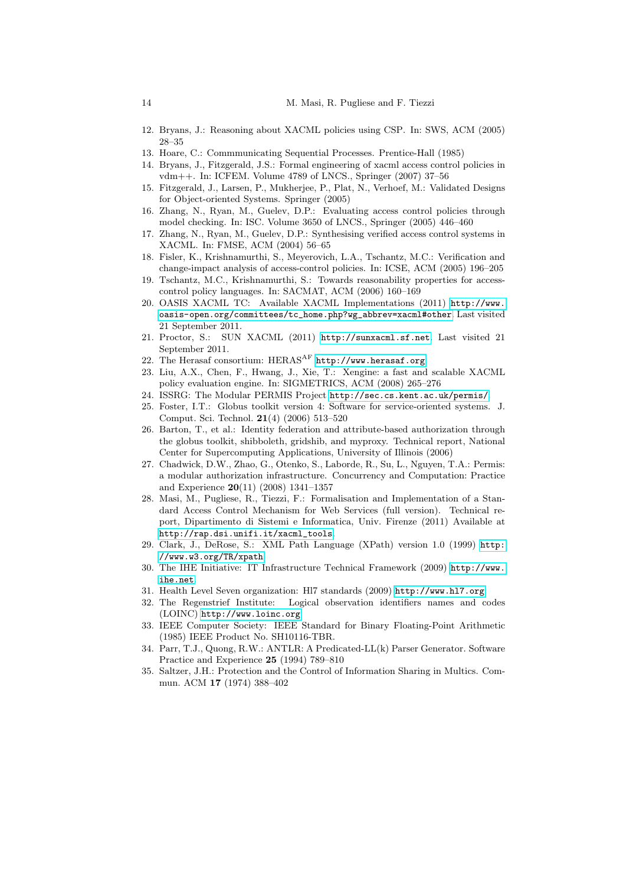12. Bryans, J.: Reasoning about XACML policies using CSP. In: SWS, ACM (2005) 28–35
13. Hoare, C.: Commmunicating Sequential Processes. Prentice-Hall (1985)
14. Bryans, J., Fitzgerald, J.S.: Formal engineering of xacml access control policies in vdm++. In: ICFEM. Volume 4789 of LNCS., Springer (2007) 37–56
15. Fitzgerald, J., Larsen, P., Mukherjee, P., Plat, N., Verhoef, M.: Validated Designs for Object-oriented Systems. Springer (2005)
16. Zhang, N., Ryan, M., Guelev, D.P.: Evaluating access control policies through model checking. In: ISC. Volume 3650 of LNCS., Springer (2005) 446–460
17. Zhang, N., Ryan, M., Guelev, D.P.: Synthesising verified access control systems in XACML. In: FMSE, ACM (2004) 56–65
18. Fisler, K., Krishnamurthi, S., Meyerovich, L.A., Tschantz, M.C.: Verification and change-impact analysis of access-control policies. In: ICSE, ACM (2005) 196–205
19. Tschantz, M.C., Krishnamurthi, S.: Towards reasonability properties for access-control policy languages. In: SACMAT, ACM (2006) 160–169
20. OASIS XACML TC: Available XACML Implementations (2011) http://www.oasis-open.org/committees/tc_home.php?wg_abbrev=xacml#other Last visited 21 September 2011.
21. Proctor, S.: SUN XACML (2011) http://sunxacml.sf.net Last visited 21 September 2011.
22. The Herasaf consortium: HERAS$^{AF}$ http://www.herasaf.org
23. Liu, A.X., Chen, F., Hwang, J., Xie, T.: Xengine: a fast and scalable XACML policy evaluation engine. In: SIGMETRICS, ACM (2008) 265–276
24. ISSRG: The Modular PERMIS Project http://sec.cs.kent.ac.uk/permis/
25. Foster, I.T.: Globus toolkit version 4: Software for service-oriented systems. J. Comput. Sci. Technol. **21**(4) (2006) 513–520
26. Barton, T., et al.: Identity federation and attribute-based authorization through the globus toolkit, shibboleth, gridshib, and myproxy. Technical report, National Center for Supercomputing Applications, University of Illinois (2006)
27. Chadwick, D.W., Zhao, G., Otenko, S., Laborde, R., Su, L., Nguyen, T.A.: Permis: a modular authorization infrastructure. Concurrency and Computation: Practice and Experience **20**(11) (2008) 1341–1357
28. Masi, M., Pugliese, R., Tiezzi, F.: Formalisation and Implementation of a Standard Access Control Mechanism for Web Services (full version). Technical report, Dipartimento di Sistemi e Informatica, Univ. Firenze (2011) Available at http://rap.dsi.unifi.it/xacml_tools.
29. Clark, J., DeRose, S.: XML Path Language (XPath) version 1.0 (1999) http://www.w3.org/TR/xpath
30. The IHE Initiative: IT Infrastructure Technical Framework (2009) http://www.ihe.net
31. Health Level Seven organization: Hl7 standards (2009) http://www.hl7.org
32. The Regenstrief Institute: Logical observation identifiers names and codes (LOINC) http://www.loinc.org
33. IEEE Computer Society: IEEE Standard for Binary Floating-Point Arithmetic (1985) IEEE Product No. SH10116-TBR.
34. Parr, T.J., Quong, R.W.: ANTLR: A Predicated-LL(k) Parser Generator. Software Practice and Experience **25** (1994) 789–810
35. Saltzer, J.H.: Protection and the Control of Information Sharing in Multics. Commun. ACM **17** (1974) 388–402